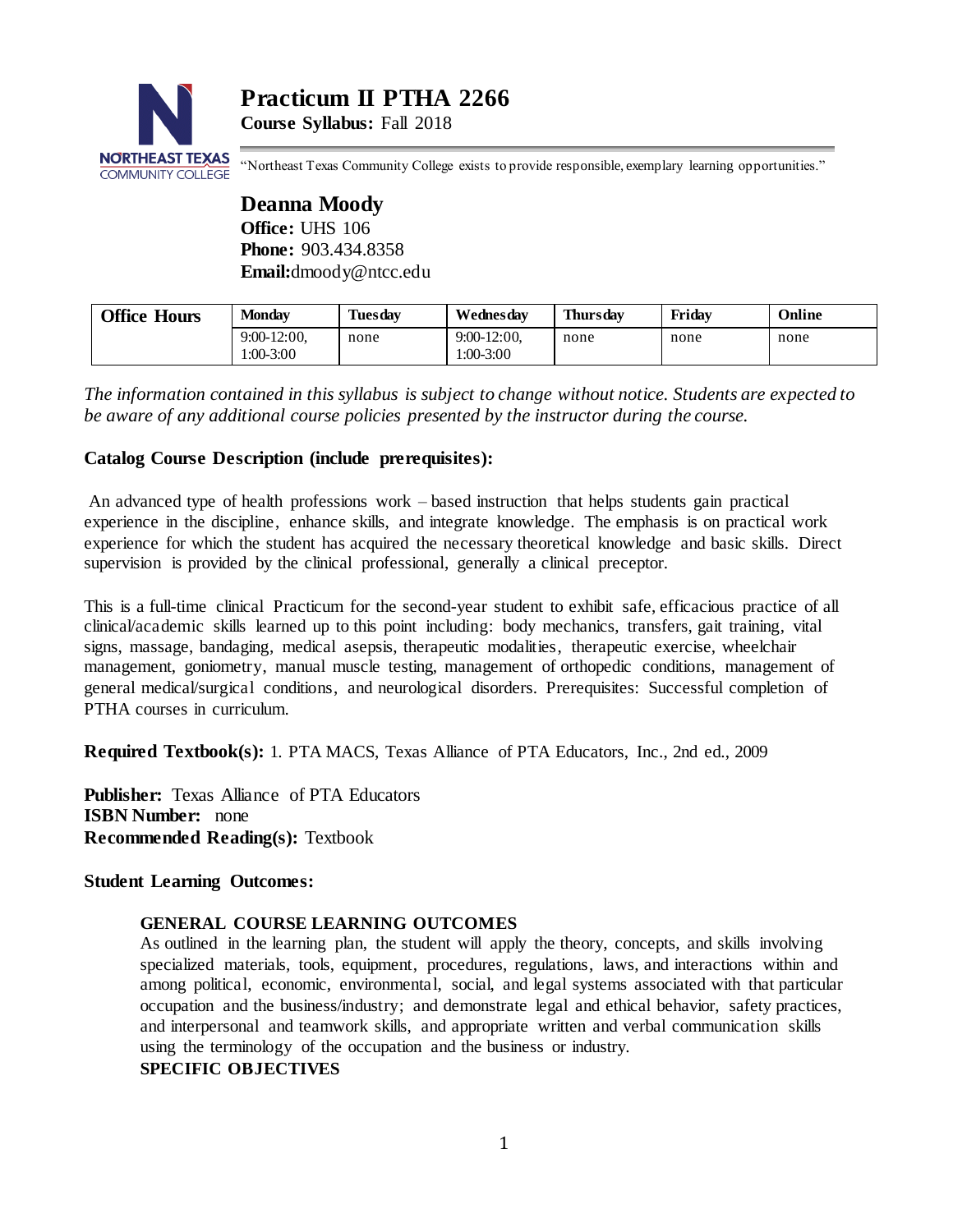# Practicum II PTHA 2266

**Course Syllabus:** Fall 2018

"Northeast Texas Community College exists to provide responsible, exemplary learning opportunities."

## Deanna Moody

**Office:** UHS 106
**Phone:** 903.434.8358
**Email:**dmoody@ntcc.edu

| Office Hours | Monday | Tuesday | Wednesday | Thursday | Friday | Online |
|---|---|---|---|---|---|---|
| | 9:00-12:00, 1:00-3:00 | none | 9:00-12:00, 1:00-3:00 | none | none | none |

*The information contained in this syllabus is subject to change without notice. Students are expected to be aware of any additional course policies presented by the instructor during the course.*

### Catalog Course Description (include prerequisites):

An advanced type of health professions work – based instruction that helps students gain practical experience in the discipline, enhance skills, and integrate knowledge. The emphasis is on practical work experience for which the student has acquired the necessary theoretical knowledge and basic skills. Direct supervision is provided by the clinical professional, generally a clinical preceptor.

This is a full-time clinical Practicum for the second-year student to exhibit safe, efficacious practice of all clinical/academic skills learned up to this point including: body mechanics, transfers, gait training, vital signs, massage, bandaging, medical asepsis, therapeutic modalities, therapeutic exercise, wheelchair management, goniometry, manual muscle testing, management of orthopedic conditions, management of general medical/surgical conditions, and neurological disorders. Prerequisites: Successful completion of PTHA courses in curriculum.

**Required Textbook(s):** 1. PTA MACS, Texas Alliance of PTA Educators, Inc., 2nd ed., 2009

**Publisher:** Texas Alliance of PTA Educators
**ISBN Number:** none
**Recommended Reading(s):** Textbook

### Student Learning Outcomes:

**GENERAL COURSE LEARNING OUTCOMES**

As outlined in the learning plan, the student will apply the theory, concepts, and skills involving specialized materials, tools, equipment, procedures, regulations, laws, and interactions within and among political, economic, environmental, social, and legal systems associated with that particular occupation and the business/industry; and demonstrate legal and ethical behavior, safety practices, and interpersonal and teamwork skills, and appropriate written and verbal communication skills using the terminology of the occupation and the business or industry.

**SPECIFIC OBJECTIVES**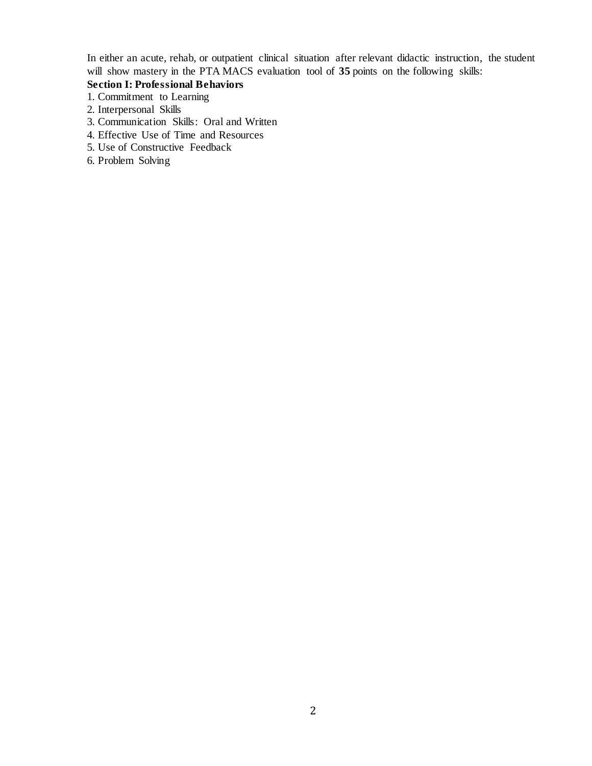In either an acute, rehab, or outpatient clinical situation after relevant didactic instruction, the student will show mastery in the PTA MACS evaluation tool of **35** points on the following skills:

**Section I: Professional Behaviors**

1. Commitment to Learning
2. Interpersonal Skills
3. Communication Skills: Oral and Written
4. Effective Use of Time and Resources
5. Use of Constructive Feedback
6. Problem Solving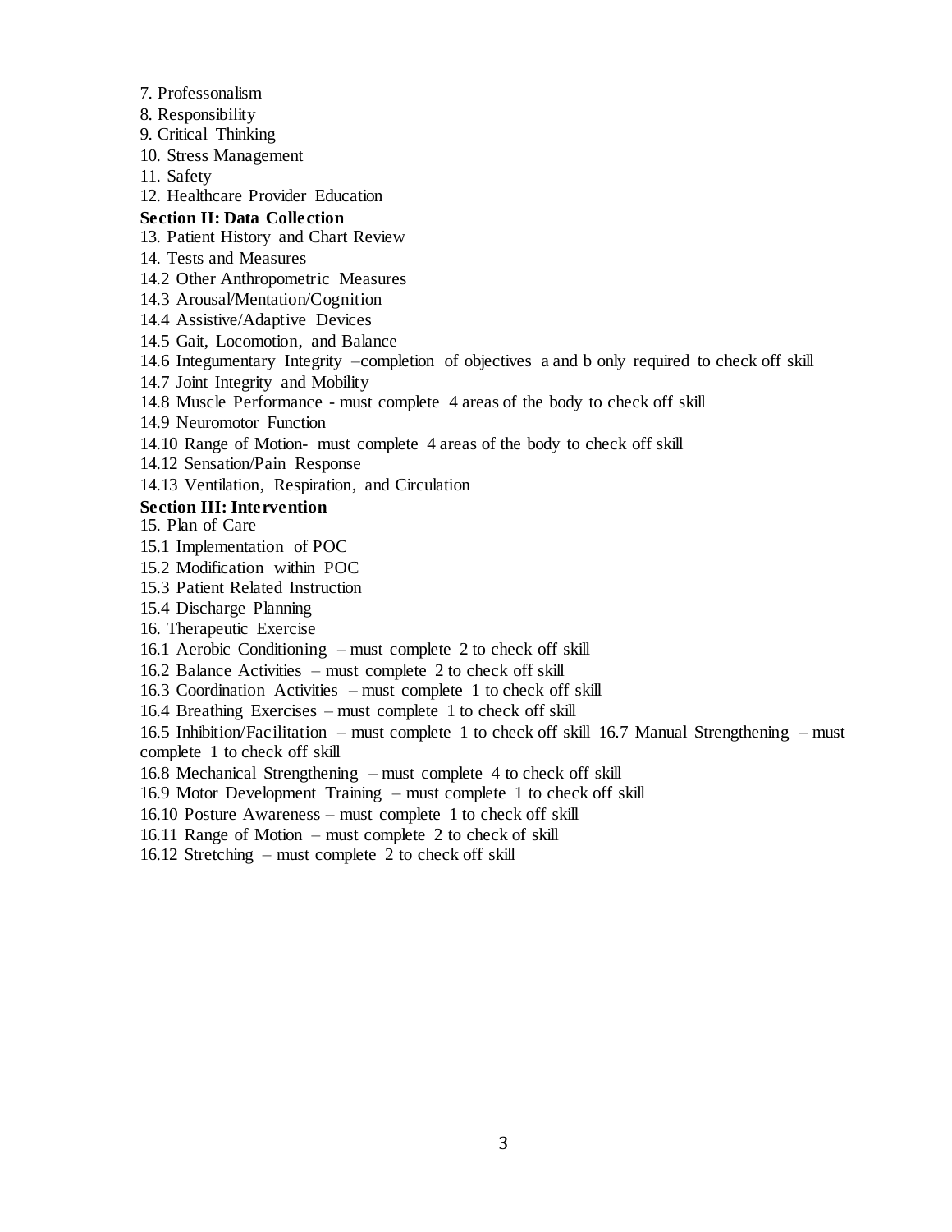7. Professonalism
8. Responsibility
9. Critical Thinking
10. Stress Management
11. Safety
12. Healthcare Provider Education

**Section II: Data Collection**

13. Patient History and Chart Review
14. Tests and Measures
14.2 Other Anthropometric Measures
14.3 Arousal/Mentation/Cognition
14.4 Assistive/Adaptive Devices
14.5 Gait, Locomotion, and Balance
14.6 Integumentary Integrity –completion of objectives a and b only required to check off skill
14.7 Joint Integrity and Mobility
14.8 Muscle Performance - must complete 4 areas of the body to check off skill
14.9 Neuromotor Function
14.10 Range of Motion- must complete 4 areas of the body to check off skill
14.12 Sensation/Pain Response
14.13 Ventilation, Respiration, and Circulation

**Section III: Intervention**

15. Plan of Care
15.1 Implementation of POC
15.2 Modification within POC
15.3 Patient Related Instruction
15.4 Discharge Planning
16. Therapeutic Exercise
16.1 Aerobic Conditioning – must complete 2 to check off skill
16.2 Balance Activities – must complete 2 to check off skill
16.3 Coordination Activities – must complete 1 to check off skill
16.4 Breathing Exercises – must complete 1 to check off skill
16.5 Inhibition/Facilitation – must complete 1 to check off skill 16.7 Manual Strengthening – must complete 1 to check off skill
16.8 Mechanical Strengthening – must complete 4 to check off skill
16.9 Motor Development Training – must complete 1 to check off skill
16.10 Posture Awareness – must complete 1 to check off skill
16.11 Range of Motion – must complete 2 to check of skill
16.12 Stretching – must complete 2 to check off skill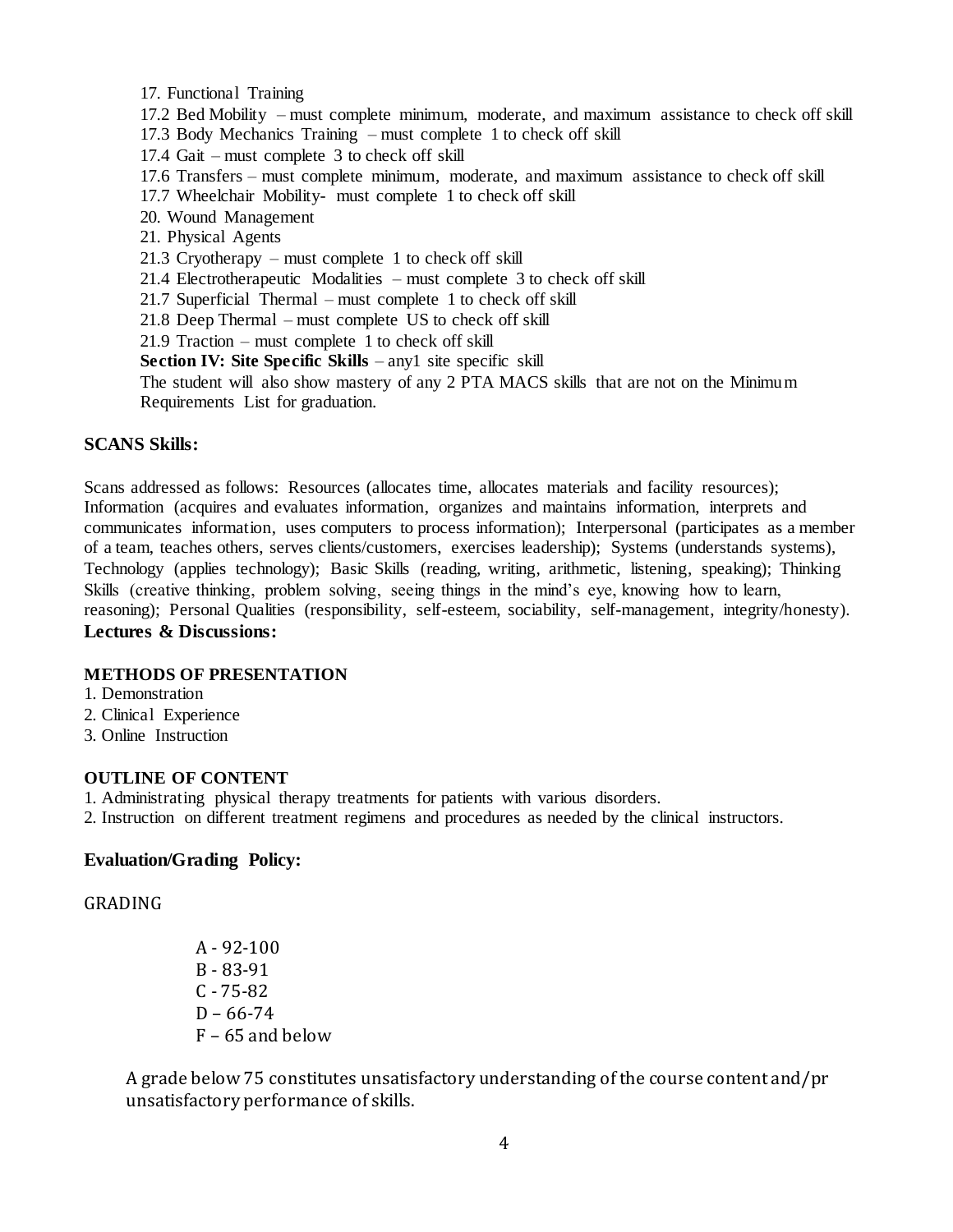17. Functional Training
17.2 Bed Mobility – must complete minimum, moderate, and maximum assistance to check off skill
17.3 Body Mechanics Training – must complete 1 to check off skill
17.4 Gait – must complete 3 to check off skill
17.6 Transfers – must complete minimum, moderate, and maximum assistance to check off skill
17.7 Wheelchair Mobility- must complete 1 to check off skill
20. Wound Management
21. Physical Agents
21.3 Cryotherapy – must complete 1 to check off skill
21.4 Electrotherapeutic Modalities – must complete 3 to check off skill
21.7 Superficial Thermal – must complete 1 to check off skill
21.8 Deep Thermal – must complete US to check off skill
21.9 Traction – must complete 1 to check off skill
**Section IV: Site Specific Skills** – any1 site specific skill
The student will also show mastery of any 2 PTA MACS skills that are not on the Minimum Requirements List for graduation.

**SCANS Skills:**

Scans addressed as follows: Resources (allocates time, allocates materials and facility resources); Information (acquires and evaluates information, organizes and maintains information, interprets and communicates information, uses computers to process information); Interpersonal (participates as a member of a team, teaches others, serves clients/customers, exercises leadership); Systems (understands systems), Technology (applies technology); Basic Skills (reading, writing, arithmetic, listening, speaking); Thinking Skills (creative thinking, problem solving, seeing things in the mind's eye, knowing how to learn, reasoning); Personal Qualities (responsibility, self-esteem, sociability, self-management, integrity/honesty).

**Lectures & Discussions:**

**METHODS OF PRESENTATION**

1. Demonstration
2. Clinical Experience
3. Online Instruction

**OUTLINE OF CONTENT**

1. Administrating physical therapy treatments for patients with various disorders.
2. Instruction on different treatment regimens and procedures as needed by the clinical instructors.

**Evaluation/Grading Policy:**

GRADING

A - 92-100
B - 83-91
C - 75-82
D – 66-74
F – 65 and below

A grade below 75 constitutes unsatisfactory understanding of the course content and/pr unsatisfactory performance of skills.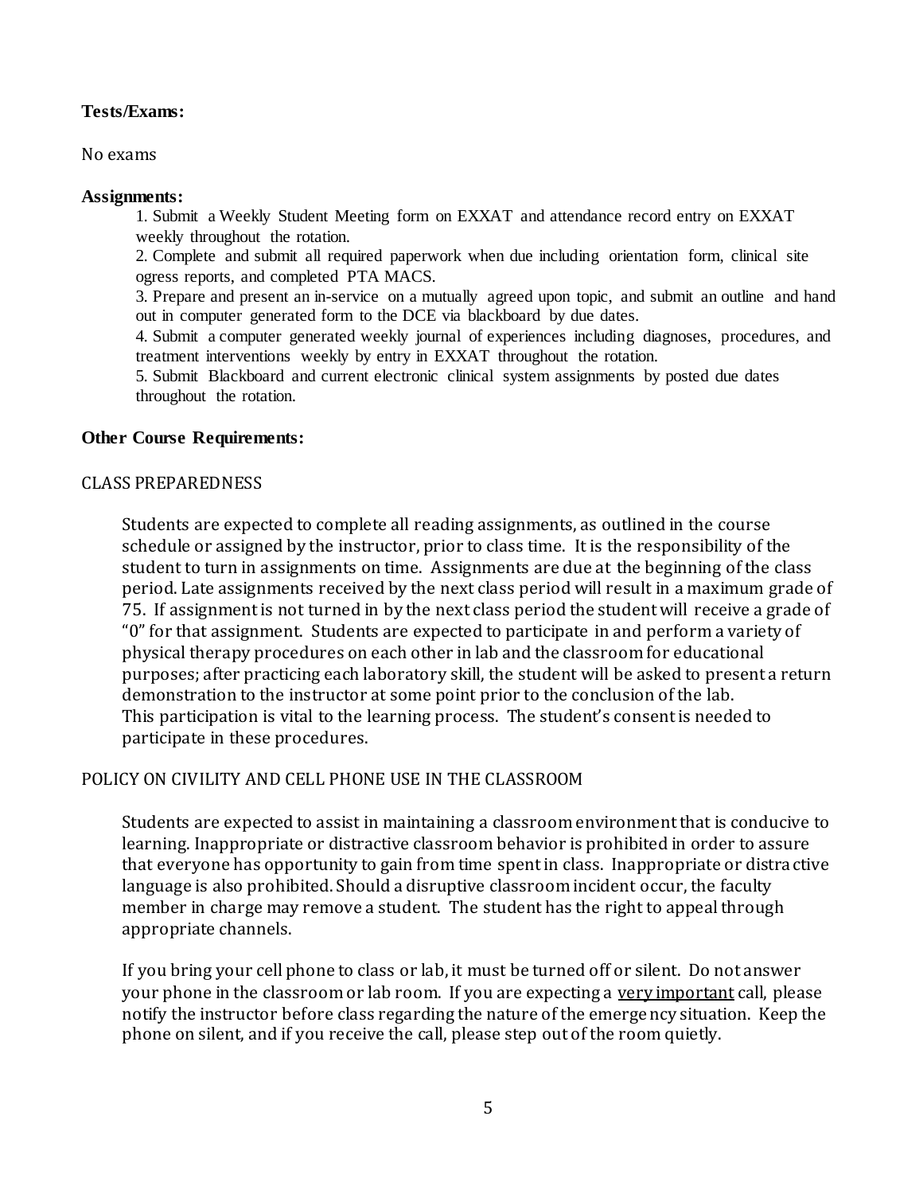**Tests/Exams:**

No exams

**Assignments:**

1. Submit a Weekly Student Meeting form on EXXAT and attendance record entry on EXXAT weekly throughout the rotation.
2. Complete and submit all required paperwork when due including orientation form, clinical site ogress reports, and completed PTA MACS.
3. Prepare and present an in-service on a mutually agreed upon topic, and submit an outline and hand out in computer generated form to the DCE via blackboard by due dates.
4. Submit a computer generated weekly journal of experiences including diagnoses, procedures, and treatment interventions weekly by entry in EXXAT throughout the rotation.
5. Submit Blackboard and current electronic clinical system assignments by posted due dates throughout the rotation.

**Other Course Requirements:**

CLASS PREPAREDNESS

Students are expected to complete all reading assignments, as outlined in the course schedule or assigned by the instructor, prior to class time. It is the responsibility of the student to turn in assignments on time. Assignments are due at the beginning of the class period. Late assignments received by the next class period will result in a maximum grade of 75. If assignment is not turned in by the next class period the student will receive a grade of "0" for that assignment. Students are expected to participate in and perform a variety of physical therapy procedures on each other in lab and the classroom for educational purposes; after practicing each laboratory skill, the student will be asked to present a return demonstration to the instructor at some point prior to the conclusion of the lab. This participation is vital to the learning process. The student's consent is needed to participate in these procedures.

POLICY ON CIVILITY AND CELL PHONE USE IN THE CLASSROOM

Students are expected to assist in maintaining a classroom environment that is conducive to learning. Inappropriate or distractive classroom behavior is prohibited in order to assure that everyone has opportunity to gain from time spent in class. Inappropriate or distractive language is also prohibited. Should a disruptive classroom incident occur, the faculty member in charge may remove a student. The student has the right to appeal through appropriate channels.

If you bring your cell phone to class or lab, it must be turned off or silent. Do not answer your phone in the classroom or lab room. If you are expecting a <u>very important</u> call, please notify the instructor before class regarding the nature of the emergency situation. Keep the phone on silent, and if you receive the call, please step out of the room quietly.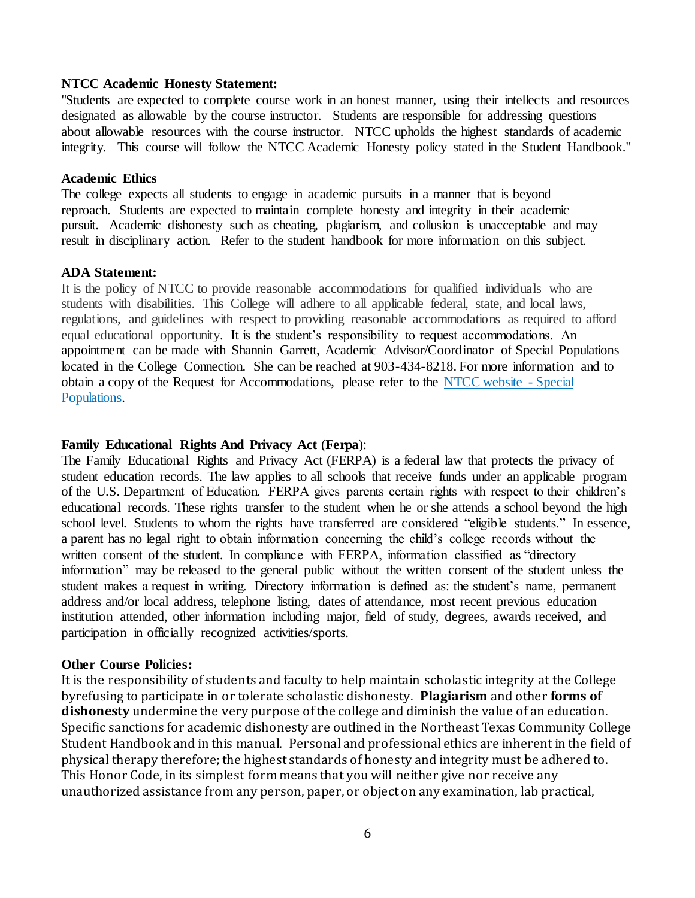**NTCC Academic Honesty Statement:**

"Students are expected to complete course work in an honest manner, using their intellects and resources designated as allowable by the course instructor. Students are responsible for addressing questions about allowable resources with the course instructor. NTCC upholds the highest standards of academic integrity. This course will follow the NTCC Academic Honesty policy stated in the Student Handbook."

**Academic Ethics**

The college expects all students to engage in academic pursuits in a manner that is beyond reproach. Students are expected to maintain complete honesty and integrity in their academic pursuit. Academic dishonesty such as cheating, plagiarism, and collusion is unacceptable and may result in disciplinary action. Refer to the student handbook for more information on this subject.

**ADA Statement:**

It is the policy of NTCC to provide reasonable accommodations for qualified individuals who are students with disabilities. This College will adhere to all applicable federal, state, and local laws, regulations, and guidelines with respect to providing reasonable accommodations as required to afford equal educational opportunity. It is the student's responsibility to request accommodations. An appointment can be made with Shannin Garrett, Academic Advisor/Coordinator of Special Populations located in the College Connection. She can be reached at 903-434-8218. For more information and to obtain a copy of the Request for Accommodations, please refer to the NTCC website - Special Populations.

**Family Educational Rights And Privacy Act (Ferpa)**:

The Family Educational Rights and Privacy Act (FERPA) is a federal law that protects the privacy of student education records. The law applies to all schools that receive funds under an applicable program of the U.S. Department of Education. FERPA gives parents certain rights with respect to their children's educational records. These rights transfer to the student when he or she attends a school beyond the high school level. Students to whom the rights have transferred are considered "eligible students." In essence, a parent has no legal right to obtain information concerning the child's college records without the written consent of the student. In compliance with FERPA, information classified as "directory information" may be released to the general public without the written consent of the student unless the student makes a request in writing. Directory information is defined as: the student's name, permanent address and/or local address, telephone listing, dates of attendance, most recent previous education institution attended, other information including major, field of study, degrees, awards received, and participation in officially recognized activities/sports.

**Other Course Policies:**

It is the responsibility of students and faculty to help maintain scholastic integrity at the College byrefusing to participate in or tolerate scholastic dishonesty. **Plagiarism** and other **forms of dishonesty** undermine the very purpose of the college and diminish the value of an education. Specific sanctions for academic dishonesty are outlined in the Northeast Texas Community College Student Handbook and in this manual. Personal and professional ethics are inherent in the field of physical therapy therefore; the highest standards of honesty and integrity must be adhered to. This Honor Code, in its simplest form means that you will neither give nor receive any unauthorized assistance from any person, paper, or object on any examination, lab practical,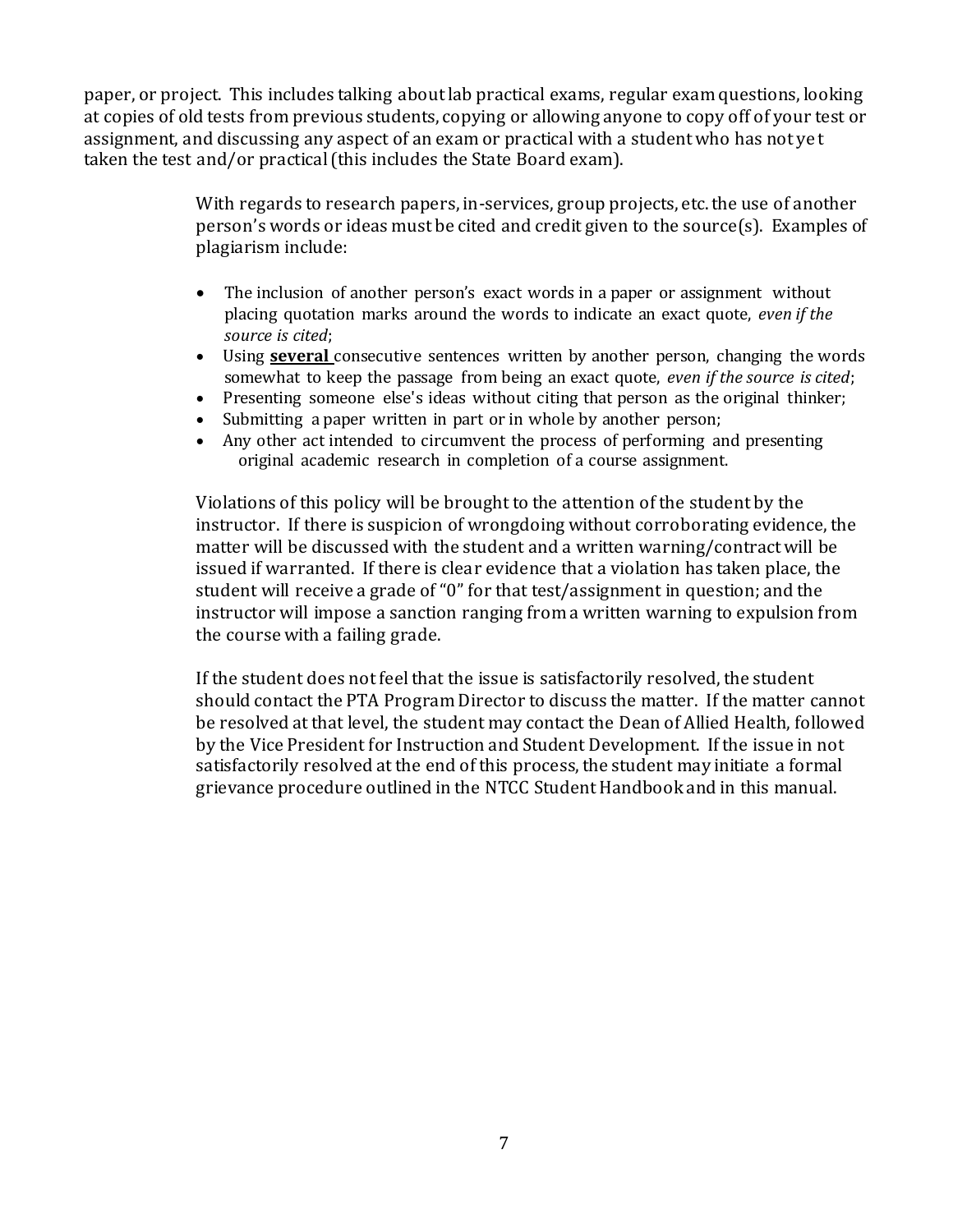paper, or project. This includes talking about lab practical exams, regular exam questions, looking at copies of old tests from previous students, copying or allowing anyone to copy off of your test or assignment, and discussing any aspect of an exam or practical with a student who has not yet taken the test and/or practical (this includes the State Board exam).

With regards to research papers, in-services, group projects, etc. the use of another person's words or ideas must be cited and credit given to the source(s). Examples of plagiarism include:

- The inclusion of another person's exact words in a paper or assignment without placing quotation marks around the words to indicate an exact quote, *even if the source is cited*;
- Using **several** consecutive sentences written by another person, changing the words somewhat to keep the passage from being an exact quote, *even if the source is cited*;
- Presenting someone else's ideas without citing that person as the original thinker;
- Submitting a paper written in part or in whole by another person;
- Any other act intended to circumvent the process of performing and presenting original academic research in completion of a course assignment.

Violations of this policy will be brought to the attention of the student by the instructor. If there is suspicion of wrongdoing without corroborating evidence, the matter will be discussed with the student and a written warning/contract will be issued if warranted. If there is clear evidence that a violation has taken place, the student will receive a grade of "0" for that test/assignment in question; and the instructor will impose a sanction ranging from a written warning to expulsion from the course with a failing grade.

If the student does not feel that the issue is satisfactorily resolved, the student should contact the PTA Program Director to discuss the matter. If the matter cannot be resolved at that level, the student may contact the Dean of Allied Health, followed by the Vice President for Instruction and Student Development. If the issue in not satisfactorily resolved at the end of this process, the student may initiate a formal grievance procedure outlined in the NTCC Student Handbook and in this manual.